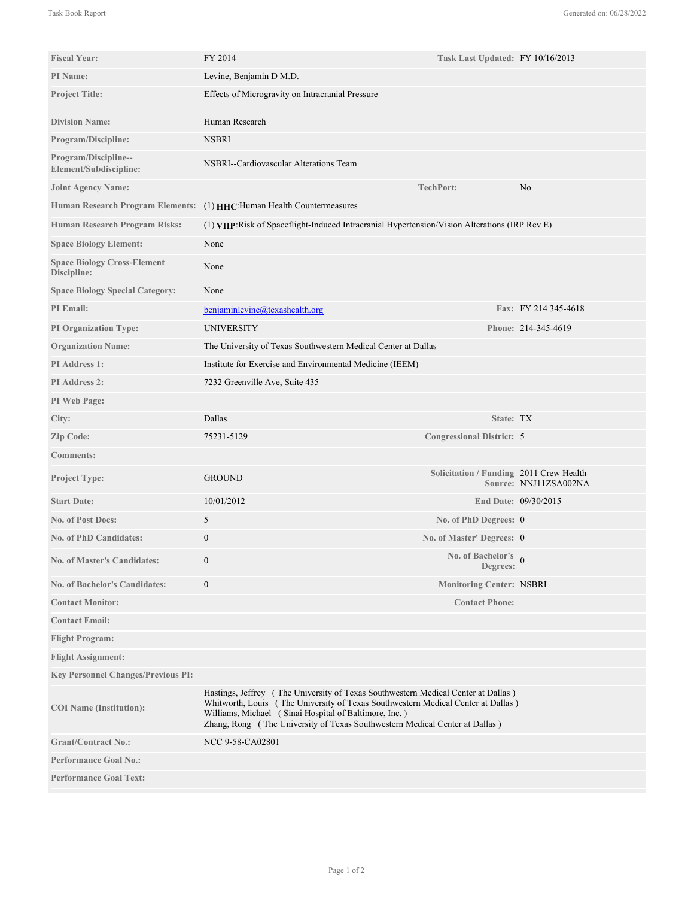| | | | |
|---|---|---|---|
| **Fiscal Year:** | FY 2014 | **Task Last Updated:** | FY 10/16/2013 |
| **PI Name:** | Levine, Benjamin D M.D. | | |
| **Project Title:** | Effects of Microgravity on Intracranial Pressure | | |
| **Division Name:** | Human Research | | |
| **Program/Discipline:** | NSBRI | | |
| **Program/Discipline--Element/Subdiscipline:** | NSBRI--Cardiovascular Alterations Team | | |
| **Joint Agency Name:** | | **TechPort:** | No |
| **Human Research Program Elements:** | (1) **HHC**:Human Health Countermeasures | | |
| **Human Research Program Risks:** | (1) **VIIP**:Risk of Spaceflight-Induced Intracranial Hypertension/Vision Alterations (IRP Rev E) | | |
| **Space Biology Element:** | None | | |
| **Space Biology Cross-Element Discipline:** | None | | |
| **Space Biology Special Category:** | None | | |
| **PI Email:** | benjaminlevine@texashealth.org | **Fax:** | FY 214 345-4618 |
| **PI Organization Type:** | UNIVERSITY | **Phone:** | 214-345-4619 |
| **Organization Name:** | The University of Texas Southwestern Medical Center at Dallas | | |
| **PI Address 1:** | Institute for Exercise and Environmental Medicine (IEEM) | | |
| **PI Address 2:** | 7232 Greenville Ave, Suite 435 | | |
| **PI Web Page:** | | | |
| **City:** | Dallas | **State:** | TX |
| **Zip Code:** | 75231-5129 | **Congressional District:** | 5 |
| **Comments:** | | | |
| **Project Type:** | GROUND | **Solicitation / Funding Source:** | 2011 Crew Health NNJ11ZSA002NA |
| **Start Date:** | 10/01/2012 | **End Date:** | 09/30/2015 |
| **No. of Post Docs:** | 5 | **No. of PhD Degrees:** | 0 |
| **No. of PhD Candidates:** | 0 | **No. of Master' Degrees:** | 0 |
| **No. of Master's Candidates:** | 0 | **No. of Bachelor's Degrees:** | 0 |
| **No. of Bachelor's Candidates:** | 0 | **Monitoring Center:** | NSBRI |
| **Contact Monitor:** | | **Contact Phone:** | |
| **Contact Email:** | | | |
| **Flight Program:** | | | |
| **Flight Assignment:** | | | |
| **Key Personnel Changes/Previous PI:** | | | |
| **COI Name (Institution):** | Hastings, Jeffrey ( The University of Texas Southwestern Medical Center at Dallas )<br>Whitworth, Louis ( The University of Texas Southwestern Medical Center at Dallas )<br>Williams, Michael ( Sinai Hospital of Baltimore, Inc. )<br>Zhang, Rong ( The University of Texas Southwestern Medical Center at Dallas ) | | |
| **Grant/Contract No.:** | NCC 9-58-CA02801 | | |
| **Performance Goal No.:** | | | |
| **Performance Goal Text:** | | | |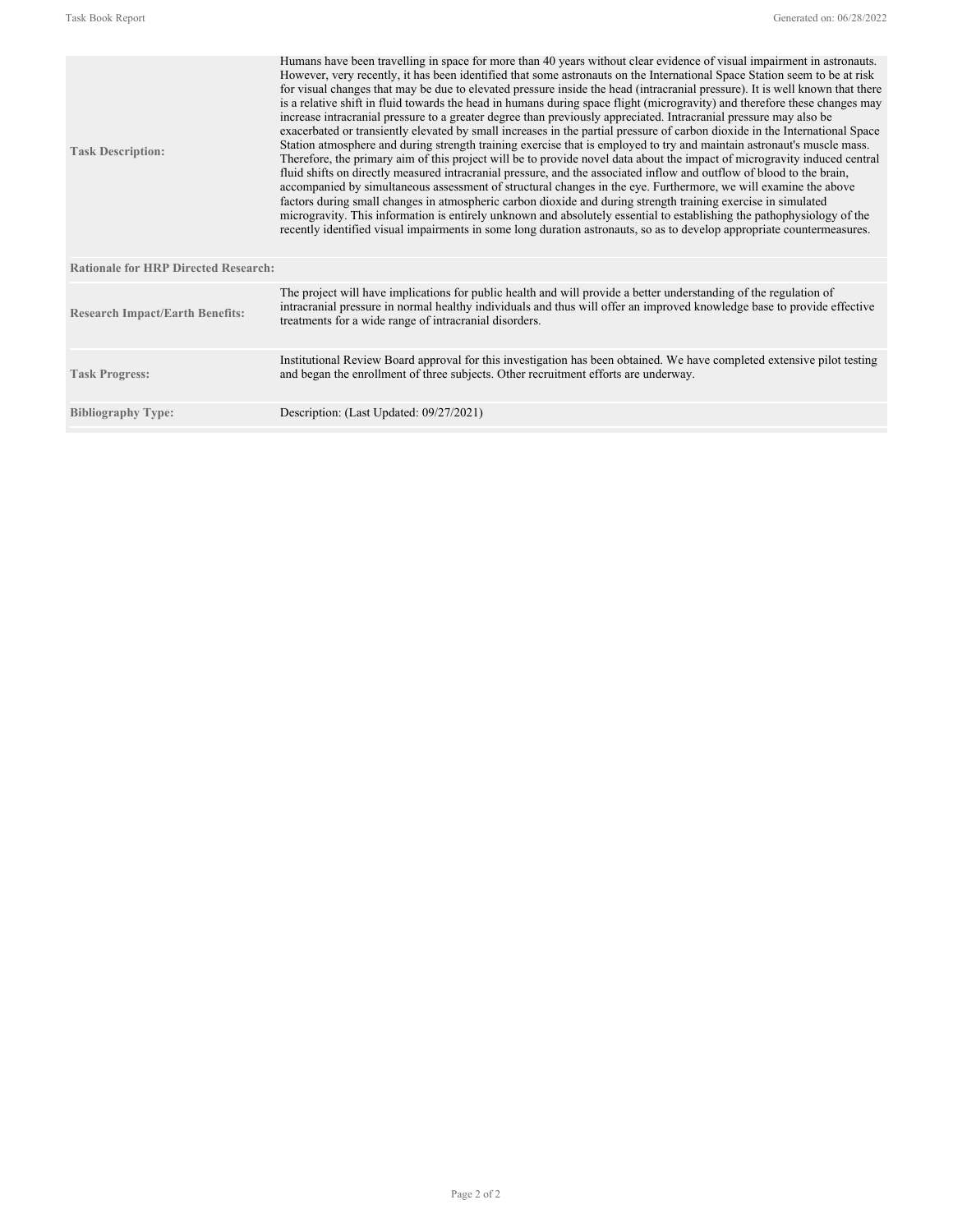| | |
|---|---|
| **Task Description:** | Humans have been travelling in space for more than 40 years without clear evidence of visual impairment in astronauts. However, very recently, it has been identified that some astronauts on the International Space Station seem to be at risk for visual changes that may be due to elevated pressure inside the head (intracranial pressure). It is well known that there is a relative shift in fluid towards the head in humans during space flight (microgravity) and therefore these changes may increase intracranial pressure to a greater degree than previously appreciated. Intracranial pressure may also be exacerbated or transiently elevated by small increases in the partial pressure of carbon dioxide in the International Space Station atmosphere and during strength training exercise that is employed to try and maintain astronaut's muscle mass. Therefore, the primary aim of this project will be to provide novel data about the impact of microgravity induced central fluid shifts on directly measured intracranial pressure, and the associated inflow and outflow of blood to the brain, accompanied by simultaneous assessment of structural changes in the eye. Furthermore, we will examine the above factors during small changes in atmospheric carbon dioxide and during strength training exercise in simulated microgravity. This information is entirely unknown and absolutely essential to establishing the pathophysiology of the recently identified visual impairments in some long duration astronauts, so as to develop appropriate countermeasures. |
| **Rationale for HRP Directed Research:** | |
| **Research Impact/Earth Benefits:** | The project will have implications for public health and will provide a better understanding of the regulation of intracranial pressure in normal healthy individuals and thus will offer an improved knowledge base to provide effective treatments for a wide range of intracranial disorders. |
| **Task Progress:** | Institutional Review Board approval for this investigation has been obtained. We have completed extensive pilot testing and began the enrollment of three subjects. Other recruitment efforts are underway. |
| **Bibliography Type:** | Description: (Last Updated: 09/27/2021) |